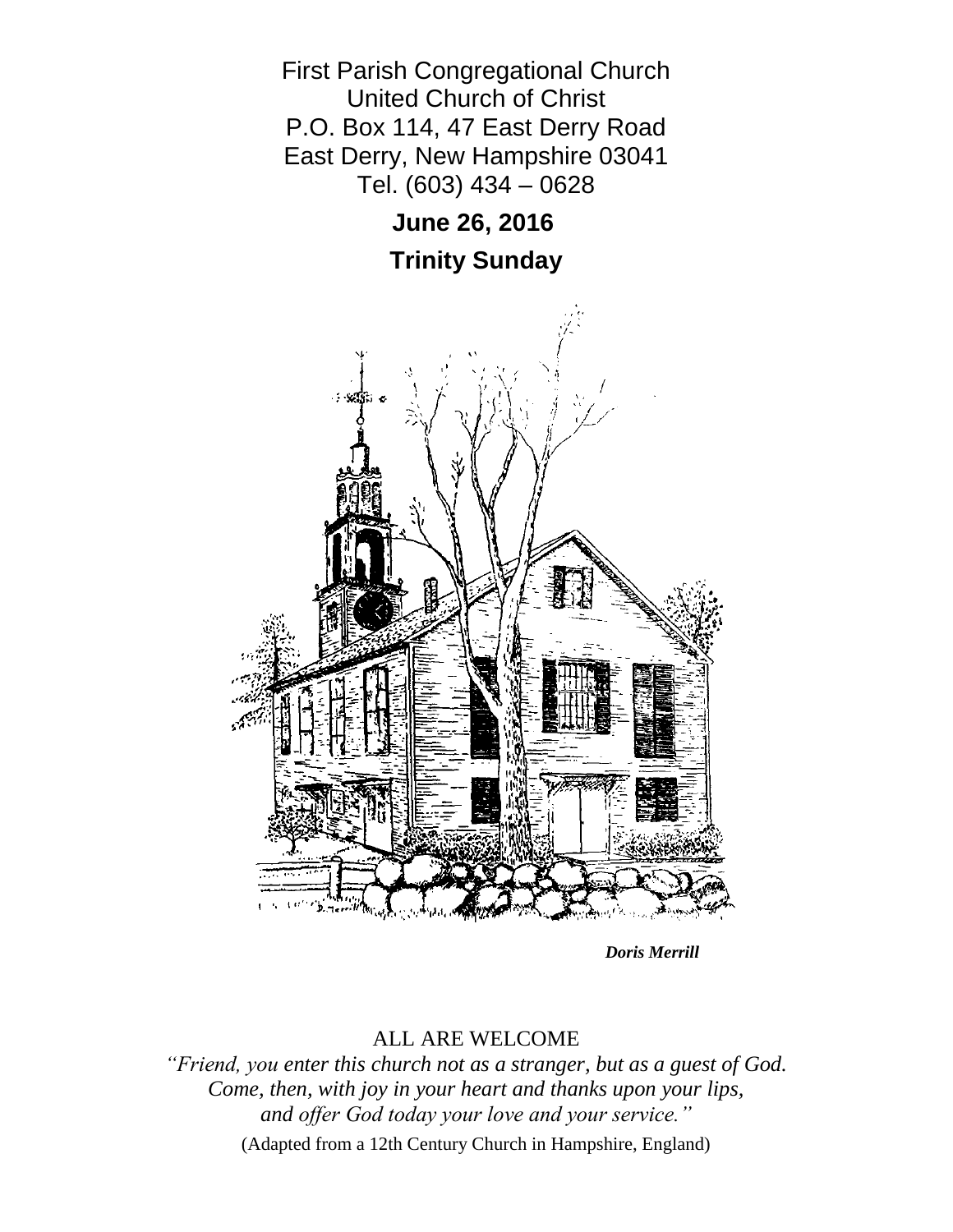First Parish Congregational Church
United Church of Christ
P.O. Box 114, 47 East Derry Road
East Derry, New Hampshire 03041
Tel. (603) 434 – 0628

**June 26, 2016**

**Trinity Sunday**

***Doris Merrill***

ALL ARE WELCOME

*"Friend, you enter this church not as a stranger, but as a guest of God.*
*Come, then, with joy in your heart and thanks upon your lips,*
*and offer God today your love and your service."*

(Adapted from a 12th Century Church in Hampshire, England)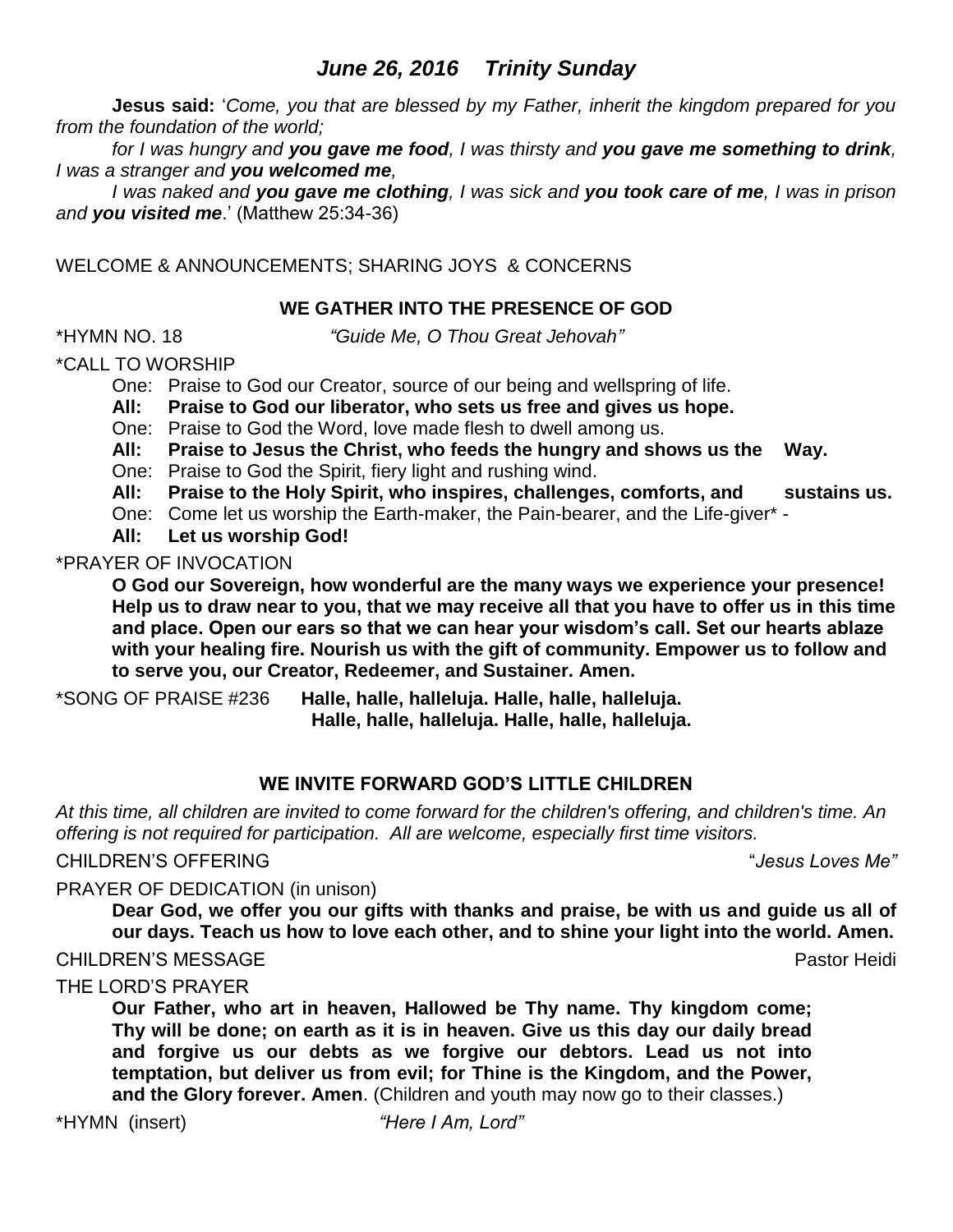## *June 26, 2016 Trinity Sunday*

**Jesus said:** '*Come, you that are blessed by my Father, inherit the kingdom prepared for you from the foundation of the world;*

*for I was hungry and **you gave me food**, I was thirsty and **you gave me something to drink**, I was a stranger and **you welcomed me**,*

*I was naked and **you gave me clothing**, I was sick and **you took care of me**, I was in prison and **you visited me**.*' (Matthew 25:34-36)

WELCOME & ANNOUNCEMENTS; SHARING JOYS & CONCERNS

### WE GATHER INTO THE PRESENCE OF GOD

*HYMN NO. 18 *"Guide Me, O Thou Great Jehovah"*

*CALL TO WORSHIP

One: Praise to God our Creator, source of our being and wellspring of life.

**All: Praise to God our liberator, who sets us free and gives us hope.**

One: Praise to God the Word, love made flesh to dwell among us.

**All: Praise to Jesus the Christ, who feeds the hungry and shows us the Way.**

One: Praise to God the Spirit, fiery light and rushing wind.

**All: Praise to the Holy Spirit, who inspires, challenges, comforts, and sustains us.**

One: Come let us worship the Earth-maker, the Pain-bearer, and the Life-giver* -

**All: Let us worship God!**

*PRAYER OF INVOCATION

**O God our Sovereign, how wonderful are the many ways we experience your presence! Help us to draw near to you, that we may receive all that you have to offer us in this time and place. Open our ears so that we can hear your wisdom's call. Set our hearts ablaze with your healing fire. Nourish us with the gift of community. Empower us to follow and to serve you, our Creator, Redeemer, and Sustainer. Amen.**

*SONG OF PRAISE #236 **Halle, halle, halleluja. Halle, halle, halleluja.**
**Halle, halle, halleluja. Halle, halle, halleluja.**

### WE INVITE FORWARD GOD'S LITTLE CHILDREN

*At this time, all children are invited to come forward for the children's offering, and children's time. An offering is not required for participation. All are welcome, especially first time visitors.*

CHILDREN'S OFFERING "*Jesus Loves Me"*

PRAYER OF DEDICATION (in unison)

**Dear God, we offer you our gifts with thanks and praise, be with us and guide us all of our days. Teach us how to love each other, and to shine your light into the world. Amen.**

CHILDREN'S MESSAGE Pastor Heidi

THE LORD'S PRAYER

**Our Father, who art in heaven, Hallowed be Thy name. Thy kingdom come; Thy will be done; on earth as it is in heaven. Give us this day our daily bread and forgive us our debts as we forgive our debtors. Lead us not into temptation, but deliver us from evil; for Thine is the Kingdom, and the Power, and the Glory forever. Amen**. (Children and youth may now go to their classes.)

*HYMN (insert) *"Here I Am, Lord"*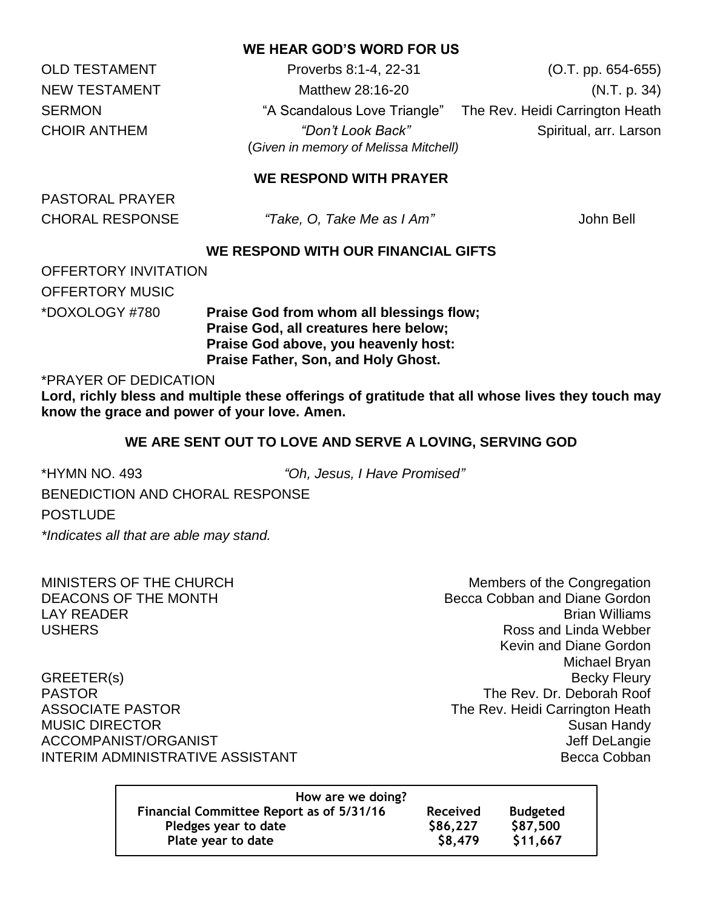## WE HEAR GOD'S WORD FOR US

| | | |
|---|---|---|
| OLD TESTAMENT | Proverbs 8:1-4, 22-31 | (O.T. pp. 654-655) |
| NEW TESTAMENT | Matthew 28:16-20 | (N.T. p. 34) |
| SERMON | "A Scandalous Love Triangle" | The Rev. Heidi Carrington Heath |
| CHOIR ANTHEM | *"Don't Look Back"* (*Given in memory of Melissa Mitchell)* | Spiritual, arr. Larson |

## WE RESPOND WITH PRAYER

PASTORAL PRAYER

CHORAL RESPONSE *"Take, O, Take Me as I Am"* John Bell

## WE RESPOND WITH OUR FINANCIAL GIFTS

OFFERTORY INVITATION

OFFERTORY MUSIC

*DOXOLOGY #780
**Praise God from whom all blessings flow;**
**Praise God, all creatures here below;**
**Praise God above, you heavenly host:**
**Praise Father, Son, and Holy Ghost.**

*PRAYER OF DEDICATION
**Lord, richly bless and multiple these offerings of gratitude that all whose lives they touch may know the grace and power of your love. Amen.**

## WE ARE SENT OUT TO LOVE AND SERVE A LOVING, SERVING GOD

*HYMN NO. 493 *"Oh, Jesus, I Have Promised"*

BENEDICTION AND CHORAL RESPONSE

POSTLUDE

*\*Indicates all that are able may stand.*

| | |
|---|---|
| MINISTERS OF THE CHURCH | Members of the Congregation |
| DEACONS OF THE MONTH | Becca Cobban and Diane Gordon |
| LAY READER | Brian Williams |
| USHERS | Ross and Linda Webber<br>Kevin and Diane Gordon<br>Michael Bryan |
| GREETER(s) | Becky Fleury |
| PASTOR | The Rev. Dr. Deborah Roof |
| ASSOCIATE PASTOR | The Rev. Heidi Carrington Heath |
| MUSIC DIRECTOR | Susan Handy |
| ACCOMPANIST/ORGANIST | Jeff DeLangie |
| INTERIM ADMINISTRATIVE ASSISTANT | Becca Cobban |

**How are we doing?**

| Financial Committee Report as of 5/31/16 | Received | Budgeted |
|---|---|---|
| Pledges year to date | $86,227 | $87,500 |
| Plate year to date | $8,479 | $11,667 |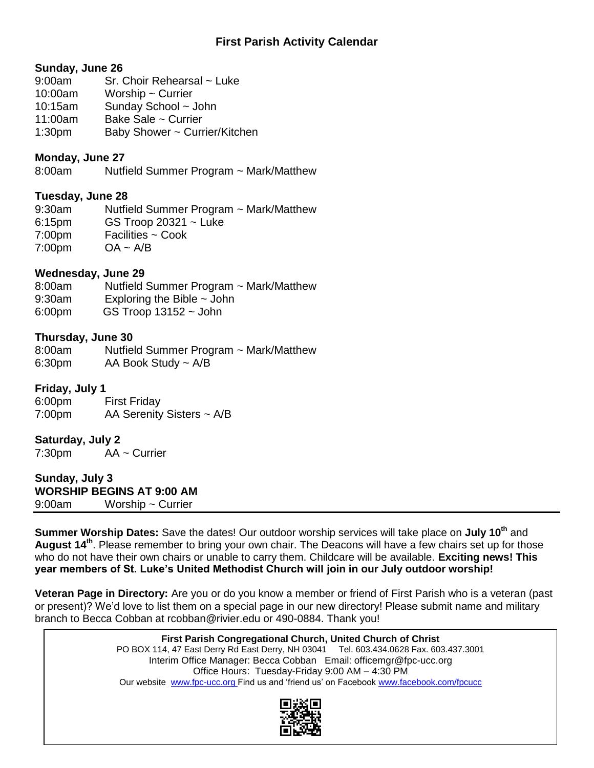# First Parish Activity Calendar

**Sunday, June 26**

9:00am Sr. Choir Rehearsal ~ Luke
10:00am Worship ~ Currier
10:15am Sunday School ~ John
11:00am Bake Sale ~ Currier
1:30pm Baby Shower ~ Currier/Kitchen

**Monday, June 27**

8:00am Nutfield Summer Program ~ Mark/Matthew

**Tuesday, June 28**

9:30am Nutfield Summer Program ~ Mark/Matthew
6:15pm GS Troop 20321 ~ Luke
7:00pm Facilities ~ Cook
7:00pm OA ~ A/B

**Wednesday, June 29**

8:00am Nutfield Summer Program ~ Mark/Matthew
9:30am Exploring the Bible ~ John
6:00pm GS Troop 13152 ~ John

**Thursday, June 30**

8:00am Nutfield Summer Program ~ Mark/Matthew
6:30pm AA Book Study ~ A/B

**Friday, July 1**

6:00pm First Friday
7:00pm AA Serenity Sisters ~ A/B

**Saturday, July 2**

7:30pm AA ~ Currier

**Sunday, July 3**
**WORSHIP BEGINS AT 9:00 AM**

9:00am Worship ~ Currier

---

**Summer Worship Dates:** Save the dates! Our outdoor worship services will take place on **July 10th** and **August 14th**. Please remember to bring your own chair. The Deacons will have a few chairs set up for those who do not have their own chairs or unable to carry them. Childcare will be available. **Exciting news! This year members of St. Luke's United Methodist Church will join in our July outdoor worship!**

**Veteran Page in Directory:** Are you or do you know a member or friend of First Parish who is a veteran (past or present)? We'd love to list them on a special page in our new directory! Please submit name and military branch to Becca Cobban at rcobban@rivier.edu or 490-0884. Thank you!

**First Parish Congregational Church, United Church of Christ**
PO BOX 114, 47 East Derry Rd East Derry, NH 03041 Tel. 603.434.0628 Fax. 603.437.3001
Interim Office Manager: Becca Cobban Email: officemgr@fpc-ucc.org
Office Hours: Tuesday-Friday 9:00 AM – 4:30 PM
Our website www.fpc-ucc.org Find us and 'friend us' on Facebook www.facebook.com/fpcucc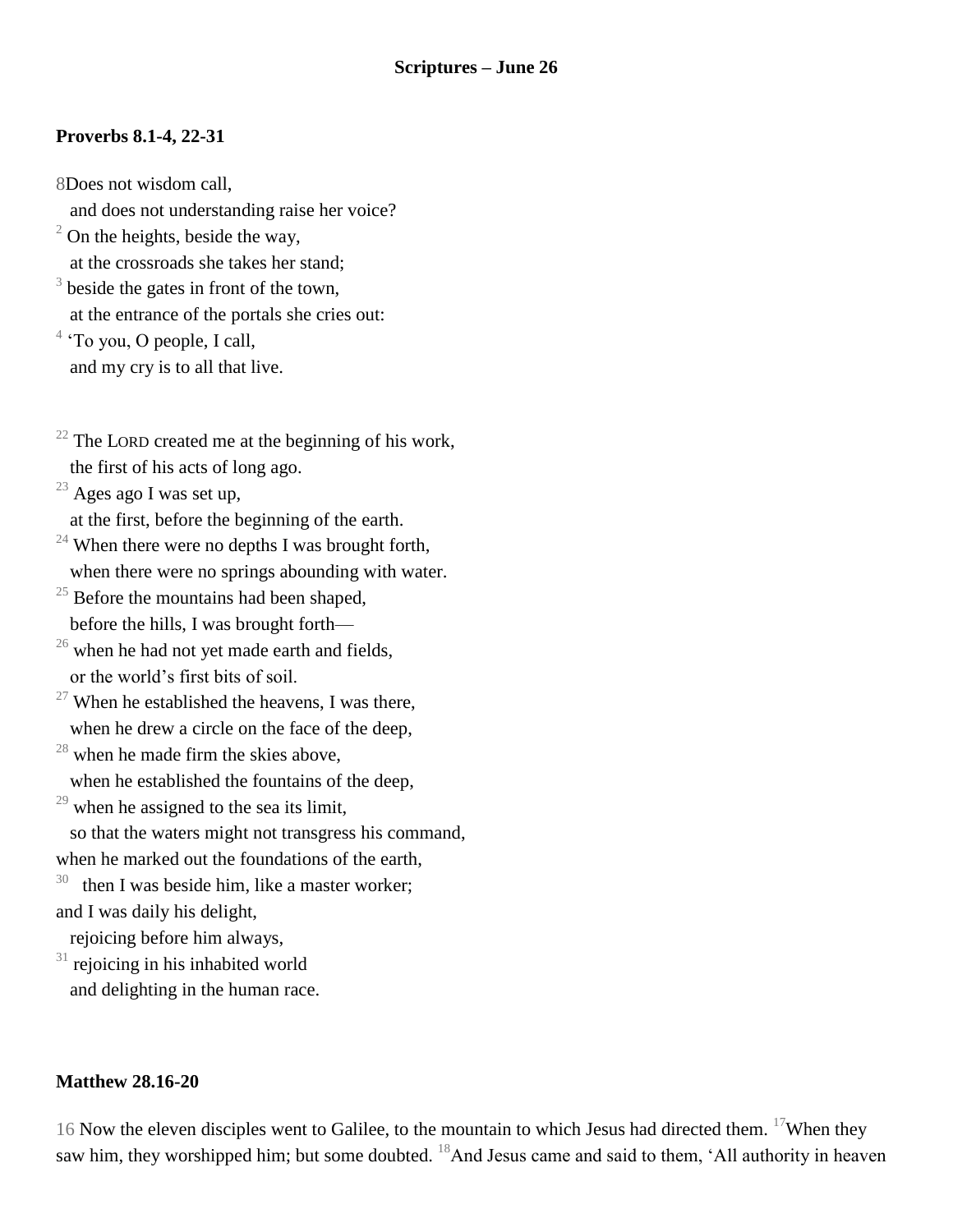**Scriptures – June 26**

**Proverbs 8.1-4, 22-31**

8Does not wisdom call,  
and does not understanding raise her voice?  
[2] On the heights, beside the way,  
at the crossroads she takes her stand;  
[3] beside the gates in front of the town,  
at the entrance of the portals she cries out:  
[4] 'To you, O people, I call,  
and my cry is to all that live.

[22] The LORD created me at the beginning of his work,  
the first of his acts of long ago.  
[23] Ages ago I was set up,  
at the first, before the beginning of the earth.  
[24] When there were no depths I was brought forth,  
when there were no springs abounding with water.  
[25] Before the mountains had been shaped,  
before the hills, I was brought forth—  
[26] when he had not yet made earth and fields,  
or the world's first bits of soil.  
[27] When he established the heavens, I was there,  
when he drew a circle on the face of the deep,  
[28] when he made firm the skies above,  
when he established the fountains of the deep,  
[29] when he assigned to the sea its limit,  
so that the waters might not transgress his command,  
when he marked out the foundations of the earth,  
[30] then I was beside him, like a master worker;  
and I was daily his delight,  
rejoicing before him always,  
[31] rejoicing in his inhabited world  
and delighting in the human race.

**Matthew 28.16-20**

16 Now the eleven disciples went to Galilee, to the mountain to which Jesus had directed them. [17]When they saw him, they worshipped him; but some doubted. [18]And Jesus came and said to them, 'All authority in heaven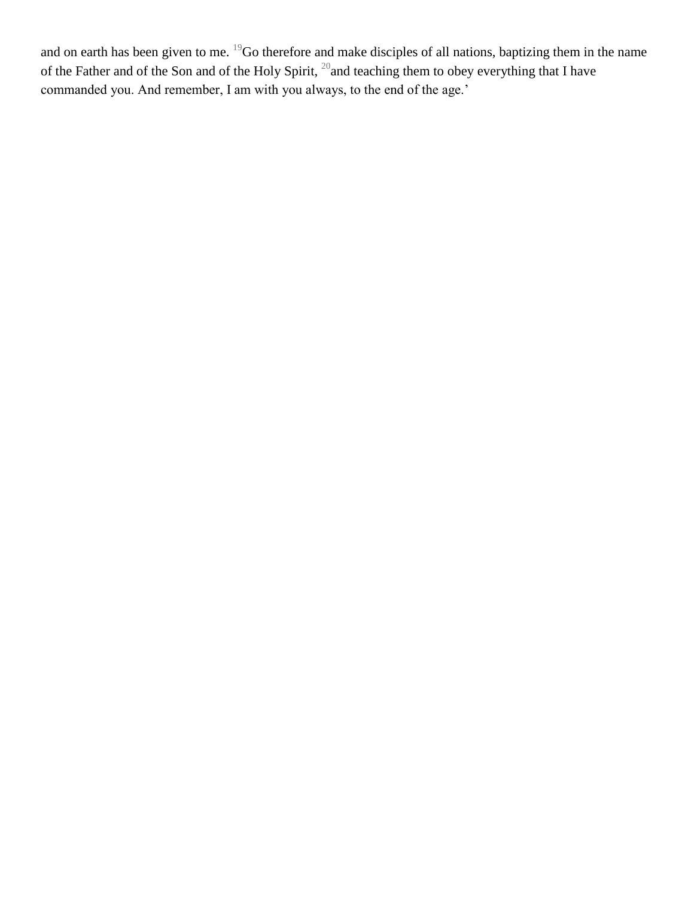and on earth has been given to me. [19]Go therefore and make disciples of all nations, baptizing them in the name of the Father and of the Son and of the Holy Spirit, [20]and teaching them to obey everything that I have commanded you. And remember, I am with you always, to the end of the age.'